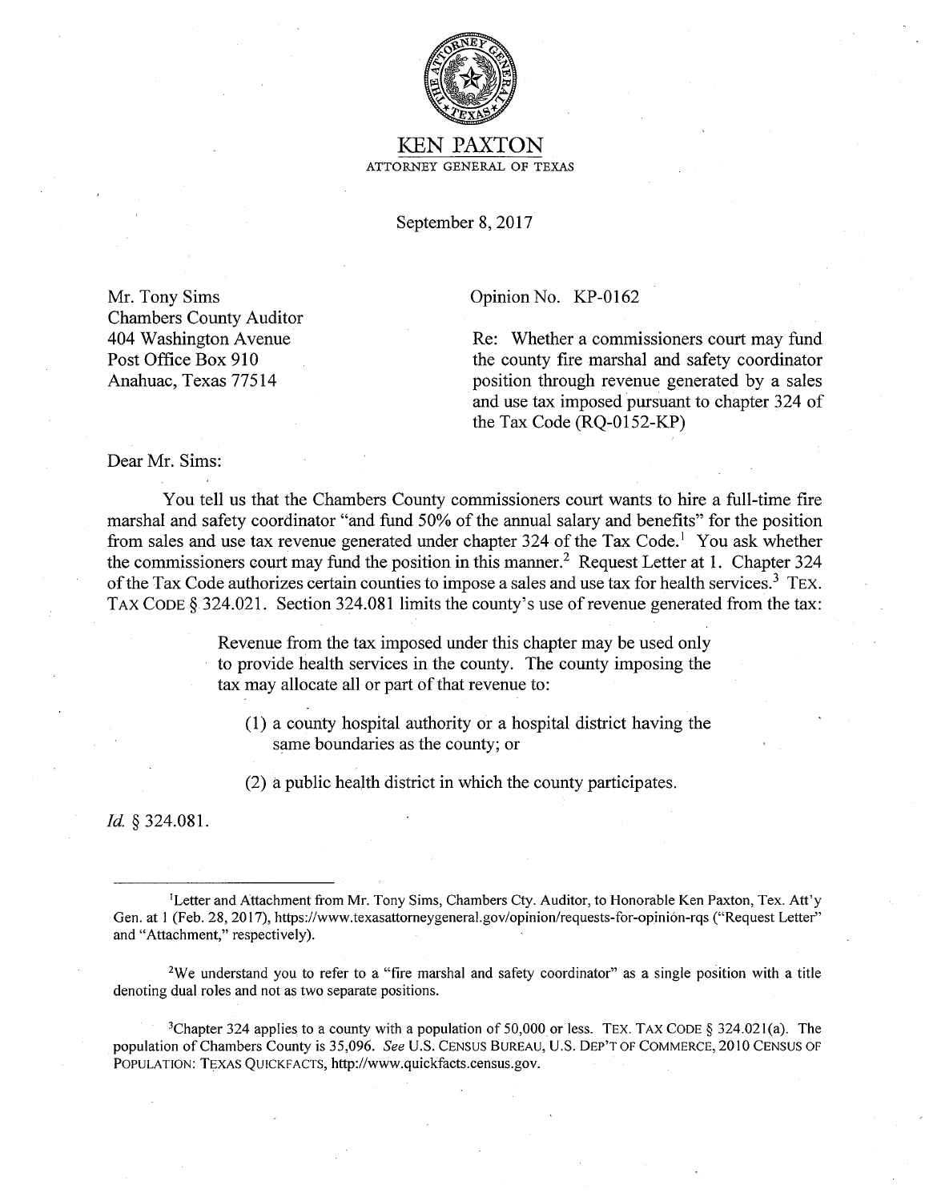# KEN PAXTON

ATTORNEY GENERAL OF TEXAS

September 8, 2017

Mr. Tony Sims
Chambers County Auditor
404 Washington Avenue
Post Office Box 910
Anahuac, Texas 77514

Opinion No. KP-0162

Re: Whether a commissioners court may fund the county fire marshal and safety coordinator position through revenue generated by a sales and use tax imposed pursuant to chapter 324 of the Tax Code (RQ-0152-KP)

Dear Mr. Sims:

You tell us that the Chambers County commissioners court wants to hire a full-time fire marshal and safety coordinator "and fund 50% of the annual salary and benefits" for the position from sales and use tax revenue generated under chapter 324 of the Tax Code.[1] You ask whether the commissioners court may fund the position in this manner.[2] Request Letter at 1. Chapter 324 of the Tax Code authorizes certain counties to impose a sales and use tax for health services.[3] TEX. TAX CODE § 324.021. Section 324.081 limits the county's use of revenue generated from the tax:

> Revenue from the tax imposed under this chapter may be used only to provide health services in the county. The county imposing the tax may allocate all or part of that revenue to:
>
> (1) a county hospital authority or a hospital district having the same boundaries as the county; or
>
> (2) a public health district in which the county participates.

*Id.* § 324.081.

---

[1] Letter and Attachment from Mr. Tony Sims, Chambers Cty. Auditor, to Honorable Ken Paxton, Tex. Att'y Gen. at 1 (Feb. 28, 2017), https://www.texasattorneygeneral.gov/opinion/requests-for-opinion-rqs ("Request Letter" and "Attachment," respectively).

[2] We understand you to refer to a "fire marshal and safety coordinator" as a single position with a title denoting dual roles and not as two separate positions.

[3] Chapter 324 applies to a county with a population of 50,000 or less. TEX. TAX CODE § 324.021(a). The population of Chambers County is 35,096. *See* U.S. CENSUS BUREAU, U.S. DEP'T OF COMMERCE, 2010 CENSUS OF POPULATION: TEXAS QUICKFACTS, http://www.quickfacts.census.gov.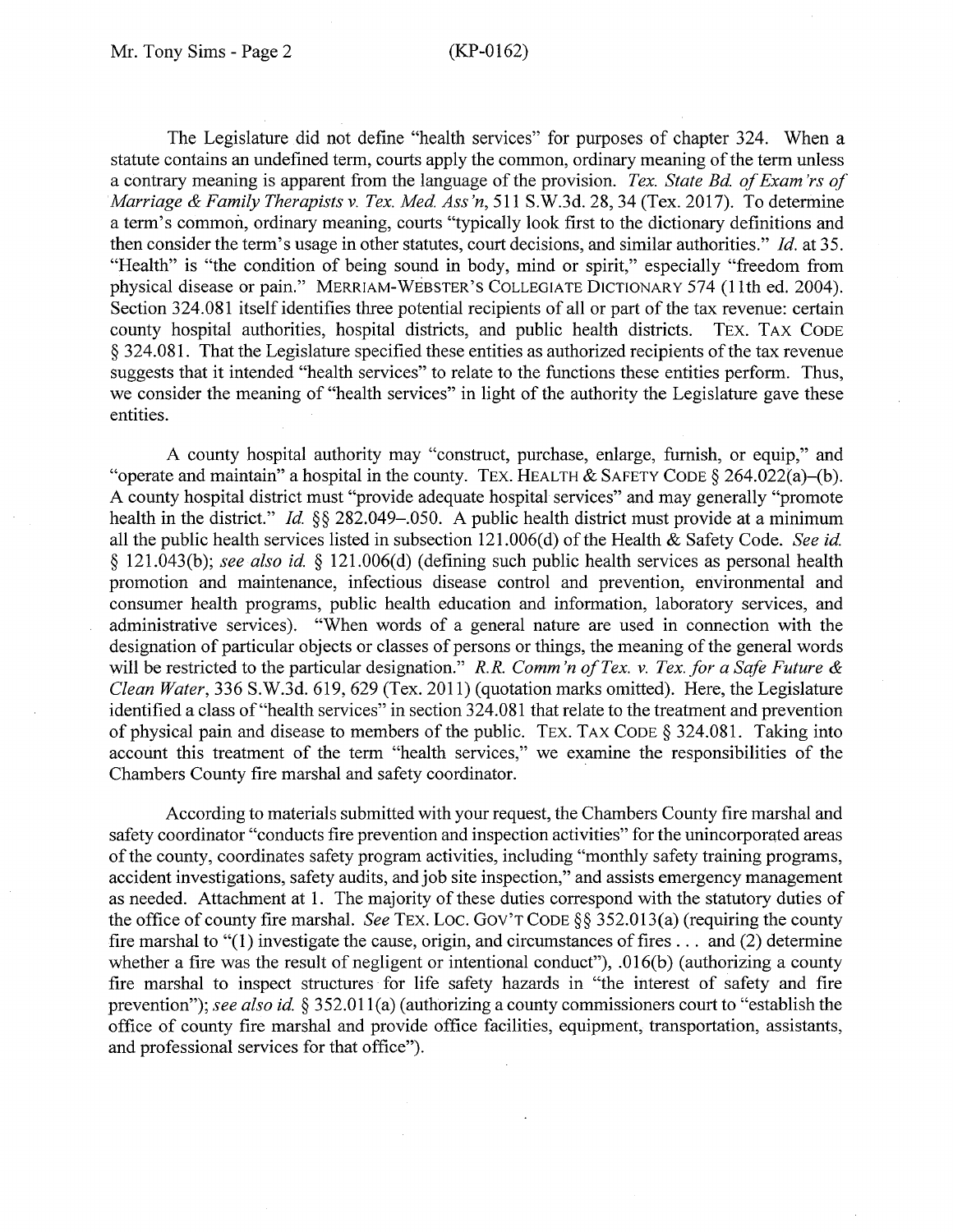The Legislature did not define "health services" for purposes of chapter 324. When a statute contains an undefined term, courts apply the common, ordinary meaning of the term unless a contrary meaning is apparent from the language of the provision. *Tex. State Bd. of Exam'rs of Marriage & Family Therapists v. Tex. Med. Ass'n*, 511 S.W.3d. 28, 34 (Tex. 2017). To determine a term's common, ordinary meaning, courts "typically look first to the dictionary definitions and then consider the term's usage in other statutes, court decisions, and similar authorities." *Id.* at 35. "Health" is "the condition of being sound in body, mind or spirit," especially "freedom from physical disease or pain." MERRIAM-WEBSTER'S COLLEGIATE DICTIONARY 574 (11th ed. 2004). Section 324.081 itself identifies three potential recipients of all or part of the tax revenue: certain county hospital authorities, hospital districts, and public health districts. TEX. TAX CODE § 324.081. That the Legislature specified these entities as authorized recipients of the tax revenue suggests that it intended "health services" to relate to the functions these entities perform. Thus, we consider the meaning of "health services" in light of the authority the Legislature gave these entities.

A county hospital authority may "construct, purchase, enlarge, furnish, or equip," and "operate and maintain" a hospital in the county. TEX. HEALTH & SAFETY CODE § 264.022(a)–(b). A county hospital district must "provide adequate hospital services" and may generally "promote health in the district." *Id.* §§ 282.049–.050. A public health district must provide at a minimum all the public health services listed in subsection 121.006(d) of the Health & Safety Code. *See id.* § 121.043(b); *see also id.* § 121.006(d) (defining such public health services as personal health promotion and maintenance, infectious disease control and prevention, environmental and consumer health programs, public health education and information, laboratory services, and administrative services). "When words of a general nature are used in connection with the designation of particular objects or classes of persons or things, the meaning of the general words will be restricted to the particular designation." *R.R. Comm'n of Tex. v. Tex. for a Safe Future & Clean Water*, 336 S.W.3d. 619, 629 (Tex. 2011) (quotation marks omitted). Here, the Legislature identified a class of "health services" in section 324.081 that relate to the treatment and prevention of physical pain and disease to members of the public. TEX. TAX CODE § 324.081. Taking into account this treatment of the term "health services," we examine the responsibilities of the Chambers County fire marshal and safety coordinator.

According to materials submitted with your request, the Chambers County fire marshal and safety coordinator "conducts fire prevention and inspection activities" for the unincorporated areas of the county, coordinates safety program activities, including "monthly safety training programs, accident investigations, safety audits, and job site inspection," and assists emergency management as needed. Attachment at 1. The majority of these duties correspond with the statutory duties of the office of county fire marshal. *See* TEX. LOC. GOV'T CODE §§ 352.013(a) (requiring the county fire marshal to "(1) investigate the cause, origin, and circumstances of fires . . . and (2) determine whether a fire was the result of negligent or intentional conduct"), .016(b) (authorizing a county fire marshal to inspect structures for life safety hazards in "the interest of safety and fire prevention"); *see also id.* § 352.011(a) (authorizing a county commissioners court to "establish the office of county fire marshal and provide office facilities, equipment, transportation, assistants, and professional services for that office").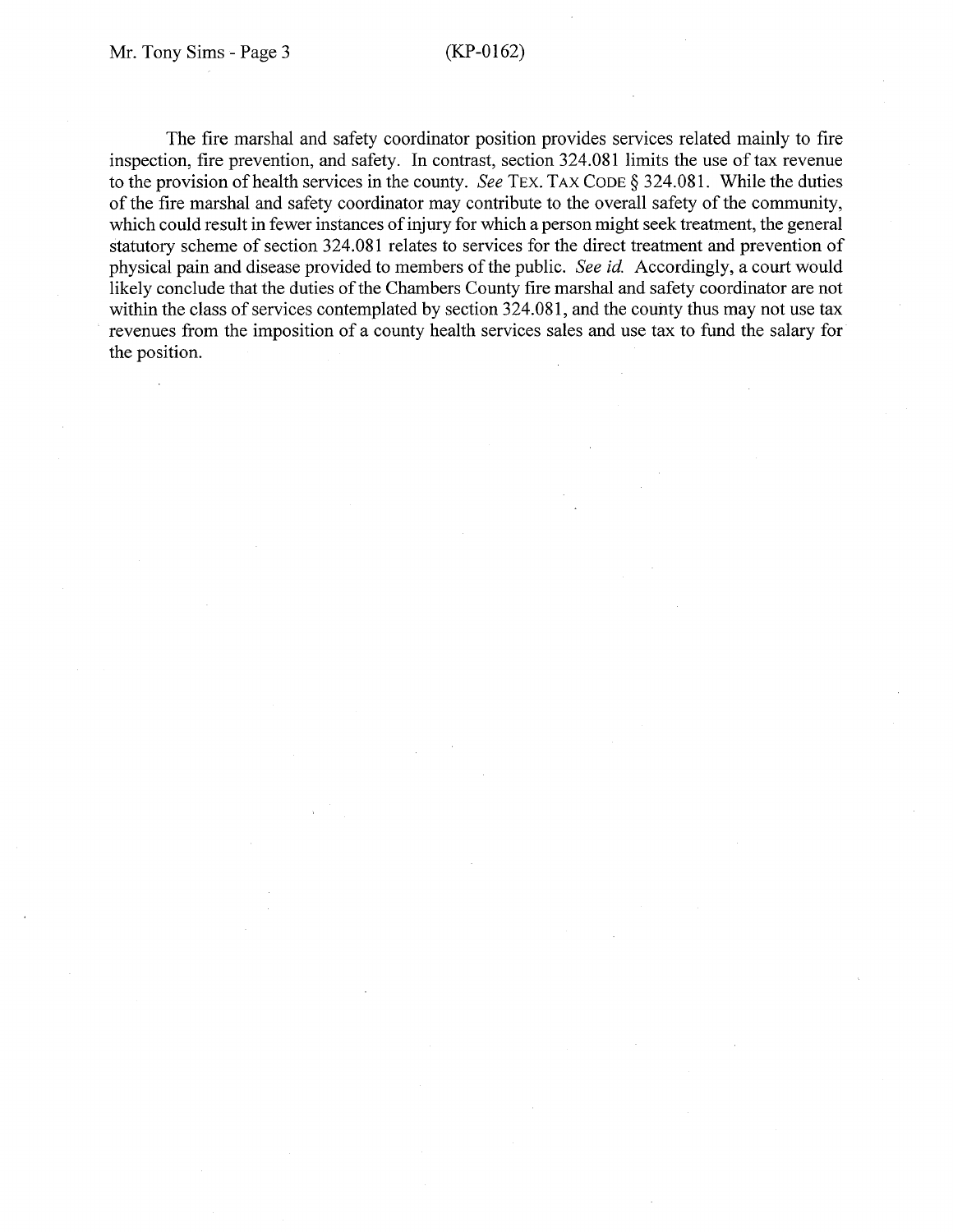The fire marshal and safety coordinator position provides services related mainly to fire inspection, fire prevention, and safety. In contrast, section 324.081 limits the use of tax revenue to the provision of health services in the county. *See* TEX. TAX CODE § 324.081. While the duties of the fire marshal and safety coordinator may contribute to the overall safety of the community, which could result in fewer instances of injury for which a person might seek treatment, the general statutory scheme of section 324.081 relates to services for the direct treatment and prevention of physical pain and disease provided to members of the public. *See id.* Accordingly, a court would likely conclude that the duties of the Chambers County fire marshal and safety coordinator are not within the class of services contemplated by section 324.081, and the county thus may not use tax revenues from the imposition of a county health services sales and use tax to fund the salary for the position.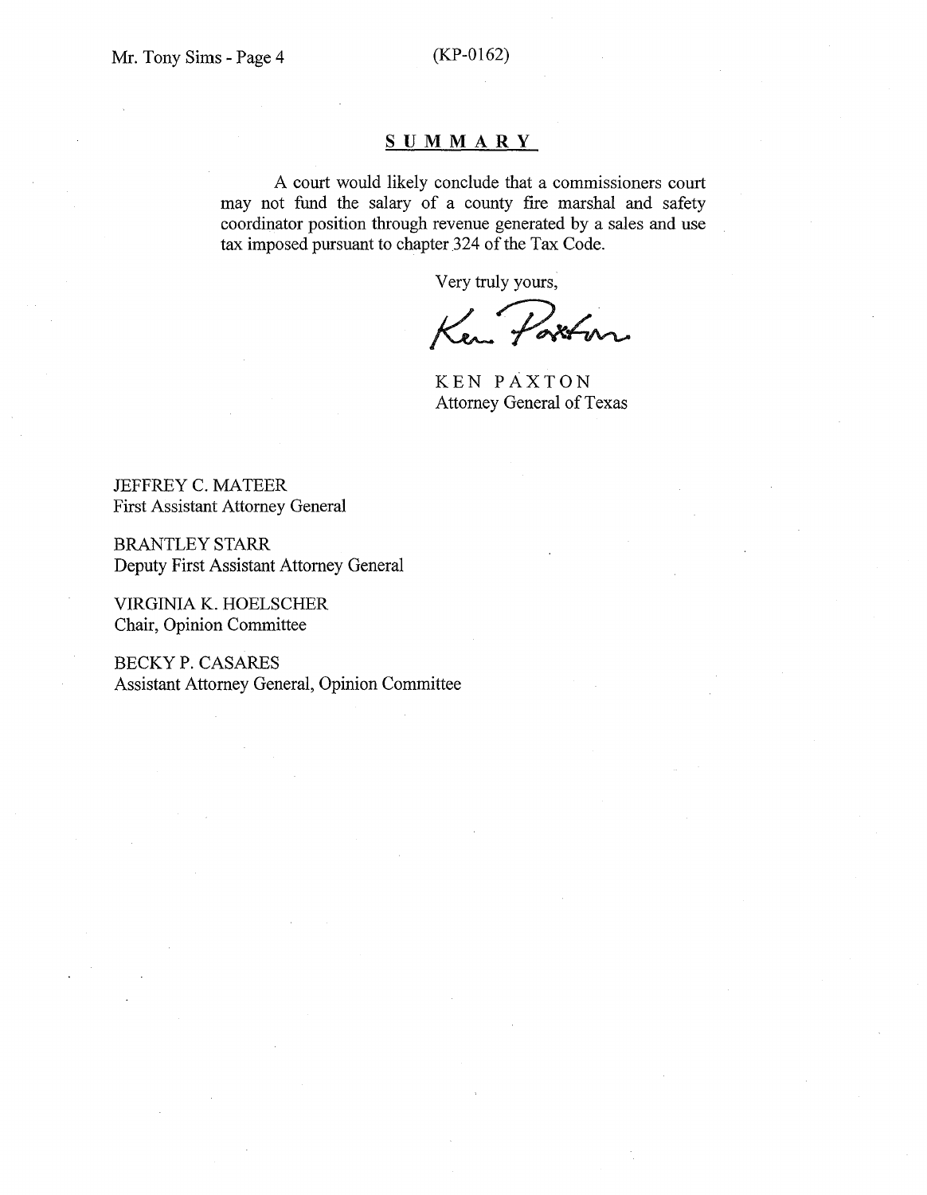## SUMMARY

A court would likely conclude that a commissioners court may not fund the salary of a county fire marshal and safety coordinator position through revenue generated by a sales and use tax imposed pursuant to chapter 324 of the Tax Code.

Very truly yours,

Ken Paxton

KEN PAXTON
Attorney General of Texas

JEFFREY C. MATEER
First Assistant Attorney General

BRANTLEY STARR
Deputy First Assistant Attorney General

VIRGINIA K. HOELSCHER
Chair, Opinion Committee

BECKY P. CASARES
Assistant Attorney General, Opinion Committee